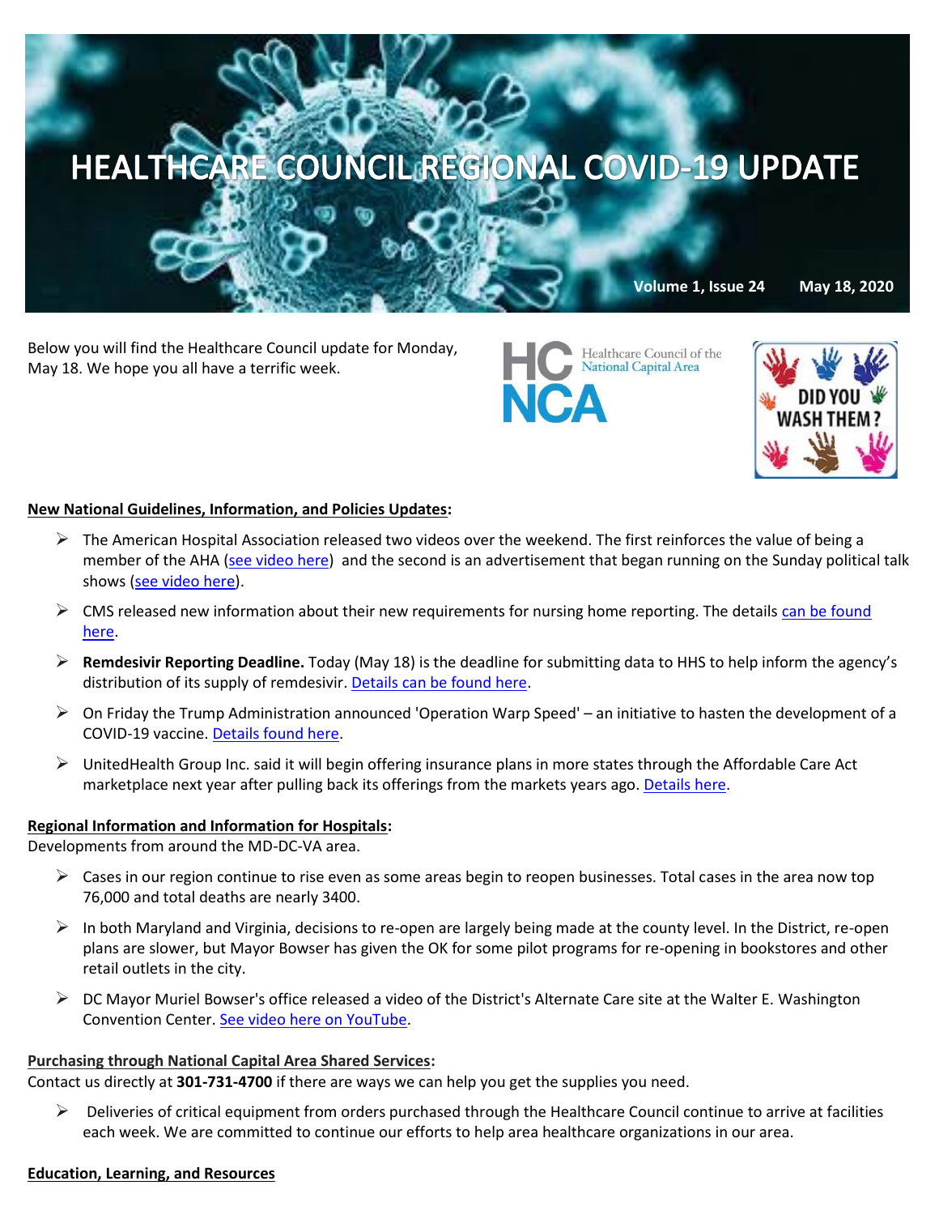# HEALTHCARE COUNCIL REGIONAL COVID-19 UPDATE

**Volume 1, Issue 24** **May 18, 2020**

Below you will find the Healthcare Council update for Monday, May 18. We hope you all have a terrific week.

**New National Guidelines, Information, and Policies Updates:**

- The American Hospital Association released two videos over the weekend. The first reinforces the value of being a member of the AHA (see video here) and the second is an advertisement that began running on the Sunday political talk shows (see video here).
- CMS released new information about their new requirements for nursing home reporting. The details can be found here.
- **Remdesivir Reporting Deadline.** Today (May 18) is the deadline for submitting data to HHS to help inform the agency's distribution of its supply of remdesivir. Details can be found here.
- On Friday the Trump Administration announced 'Operation Warp Speed' – an initiative to hasten the development of a COVID-19 vaccine. Details found here.
- UnitedHealth Group Inc. said it will begin offering insurance plans in more states through the Affordable Care Act marketplace next year after pulling back its offerings from the markets years ago. Details here.

**Regional Information and Information for Hospitals:**

Developments from around the MD-DC-VA area.

- Cases in our region continue to rise even as some areas begin to reopen businesses. Total cases in the area now top 76,000 and total deaths are nearly 3400.
- In both Maryland and Virginia, decisions to re-open are largely being made at the county level. In the District, re-open plans are slower, but Mayor Bowser has given the OK for some pilot programs for re-opening in bookstores and other retail outlets in the city.
- DC Mayor Muriel Bowser's office released a video of the District's Alternate Care site at the Walter E. Washington Convention Center. See video here on YouTube.

**Purchasing through National Capital Area Shared Services:**

Contact us directly at **301-731-4700** if there are ways we can help you get the supplies you need.

- Deliveries of critical equipment from orders purchased through the Healthcare Council continue to arrive at facilities each week. We are committed to continue our efforts to help area healthcare organizations in our area.

**Education, Learning, and Resources**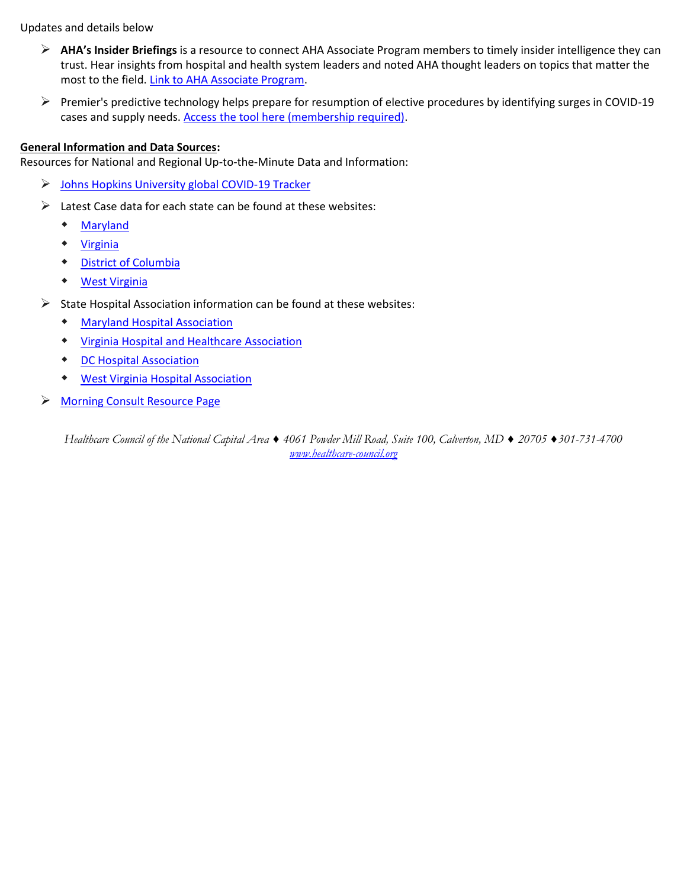Updates and details below

- **AHA's Insider Briefings** is a resource to connect AHA Associate Program members to timely insider intelligence they can trust. Hear insights from hospital and health system leaders and noted AHA thought leaders on topics that matter the most to the field. Link to AHA Associate Program.
- Premier's predictive technology helps prepare for resumption of elective procedures by identifying surges in COVID-19 cases and supply needs. Access the tool here (membership required).

**General Information and Data Sources:**
Resources for National and Regional Up-to-the-Minute Data and Information:

- Johns Hopkins University global COVID-19 Tracker
- Latest Case data for each state can be found at these websites:
  - Maryland
  - Virginia
  - District of Columbia
  - West Virginia
- State Hospital Association information can be found at these websites:
  - Maryland Hospital Association
  - Virginia Hospital and Healthcare Association
  - DC Hospital Association
  - West Virginia Hospital Association
- Morning Consult Resource Page

*Healthcare Council of the National Capital Area ♦ 4061 Powder Mill Road, Suite 100, Calverton, MD ♦ 20705 ♦301-731-4700*
*www.healthcare-council.org*